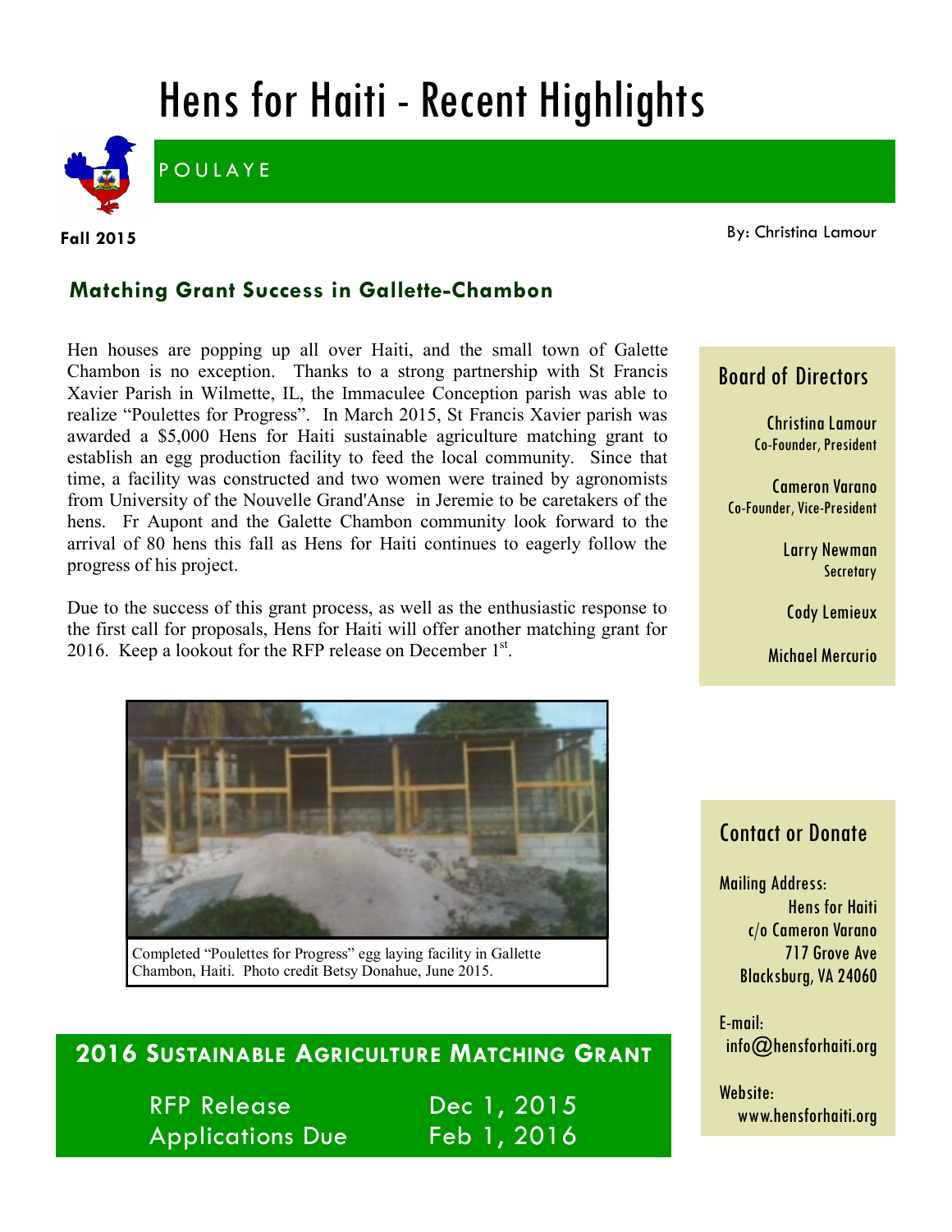# Hens for Haiti - Recent Highlights

POULAYE

**Fall 2015**

By: Christina Lamour

## Matching Grant Success in Gallette-Chambon

Hen houses are popping up all over Haiti, and the small town of Galette Chambon is no exception. Thanks to a strong partnership with St Francis Xavier Parish in Wilmette, IL, the Immaculee Conception parish was able to realize "Poulettes for Progress". In March 2015, St Francis Xavier parish was awarded a $5,000 Hens for Haiti sustainable agriculture matching grant to establish an egg production facility to feed the local community. Since that time, a facility was constructed and two women were trained by agronomists from University of the Nouvelle Grand'Anse in Jeremie to be caretakers of the hens. Fr Aupont and the Galette Chambon community look forward to the arrival of 80 hens this fall as Hens for Haiti continues to eagerly follow the progress of his project.

Due to the success of this grant process, as well as the enthusiastic response to the first call for proposals, Hens for Haiti will offer another matching grant for 2016. Keep a lookout for the RFP release on December 1st.

Completed "Poulettes for Progress" egg laying facility in Gallette Chambon, Haiti. Photo credit Betsy Donahue, June 2015.

## 2016 Sustainable Agriculture Matching Grant

| | |
|---|---|
| RFP Release | Dec 1, 2015 |
| Applications Due | Feb 1, 2016 |

### Board of Directors

Christina Lamour
Co-Founder, President

Cameron Varano
Co-Founder, Vice-President

Larry Newman
Secretary

Cody Lemieux

Michael Mercurio

### Contact or Donate

Mailing Address:
Hens for Haiti
c/o Cameron Varano
717 Grove Ave
Blacksburg, VA 24060

E-mail:
info@hensforhaiti.org

Website:
www.hensforhaiti.org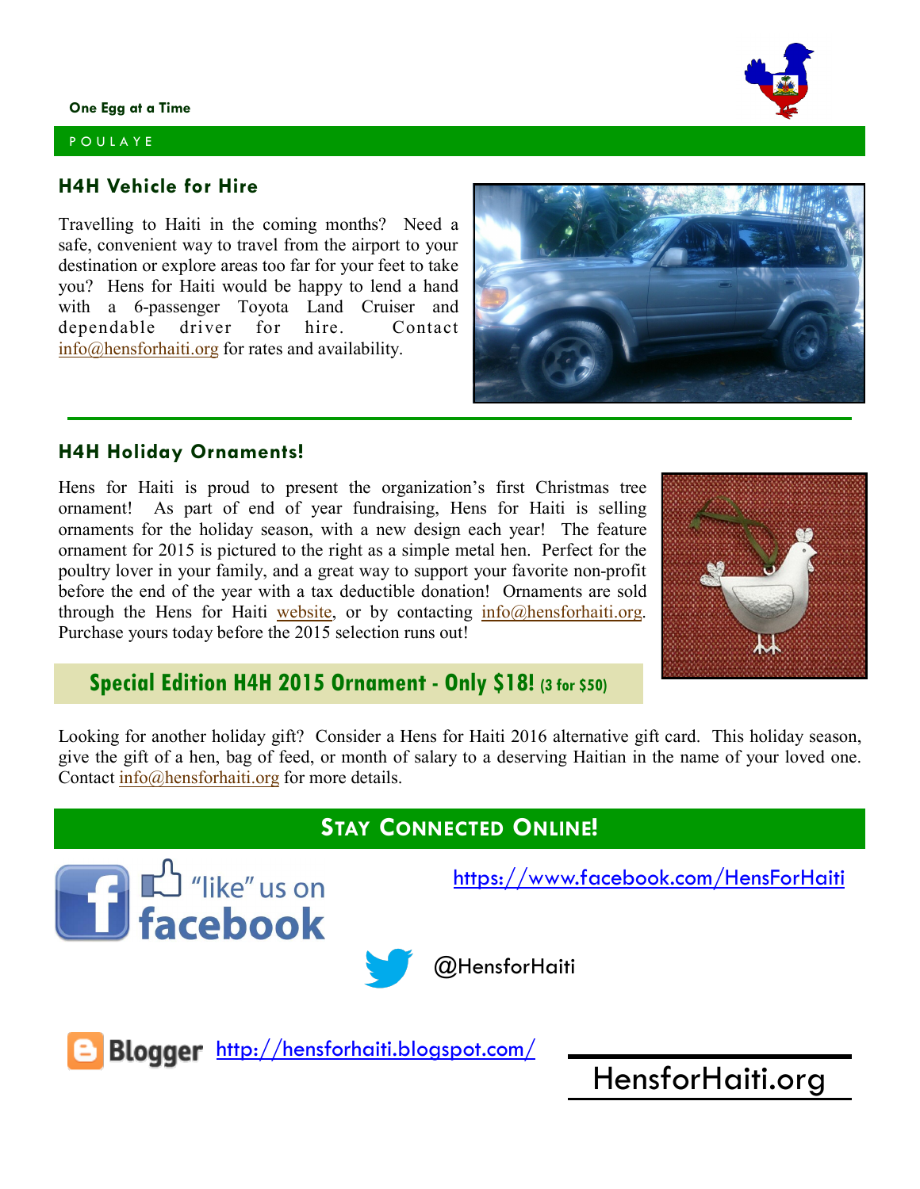POULAYE

## H4H Vehicle for Hire

Travelling to Haiti in the coming months? Need a safe, convenient way to travel from the airport to your destination or explore areas too far for your feet to take you? Hens for Haiti would be happy to lend a hand with a 6-passenger Toyota Land Cruiser and dependable driver for hire. Contact info@hensforhaiti.org for rates and availability.

## H4H Holiday Ornaments!

Hens for Haiti is proud to present the organization's first Christmas tree ornament! As part of end of year fundraising, Hens for Haiti is selling ornaments for the holiday season, with a new design each year! The feature ornament for 2015 is pictured to the right as a simple metal hen. Perfect for the poultry lover in your family, and a great way to support your favorite non-profit before the end of the year with a tax deductible donation! Ornaments are sold through the Hens for Haiti website, or by contacting info@hensforhaiti.org. Purchase yours today before the 2015 selection runs out!

**Special Edition H4H 2015 Ornament - Only $18! (3 for $50)**

Looking for another holiday gift? Consider a Hens for Haiti 2016 alternative gift card. This holiday season, give the gift of a hen, bag of feed, or month of salary to a deserving Haitian in the name of your loved one. Contact info@hensforhaiti.org for more details.

## Stay Connected Online!

"like" us on facebook https://www.facebook.com/HensForHaiti

@HensforHaiti

Blogger http://hensforhaiti.blogspot.com/

HensforHaiti.org